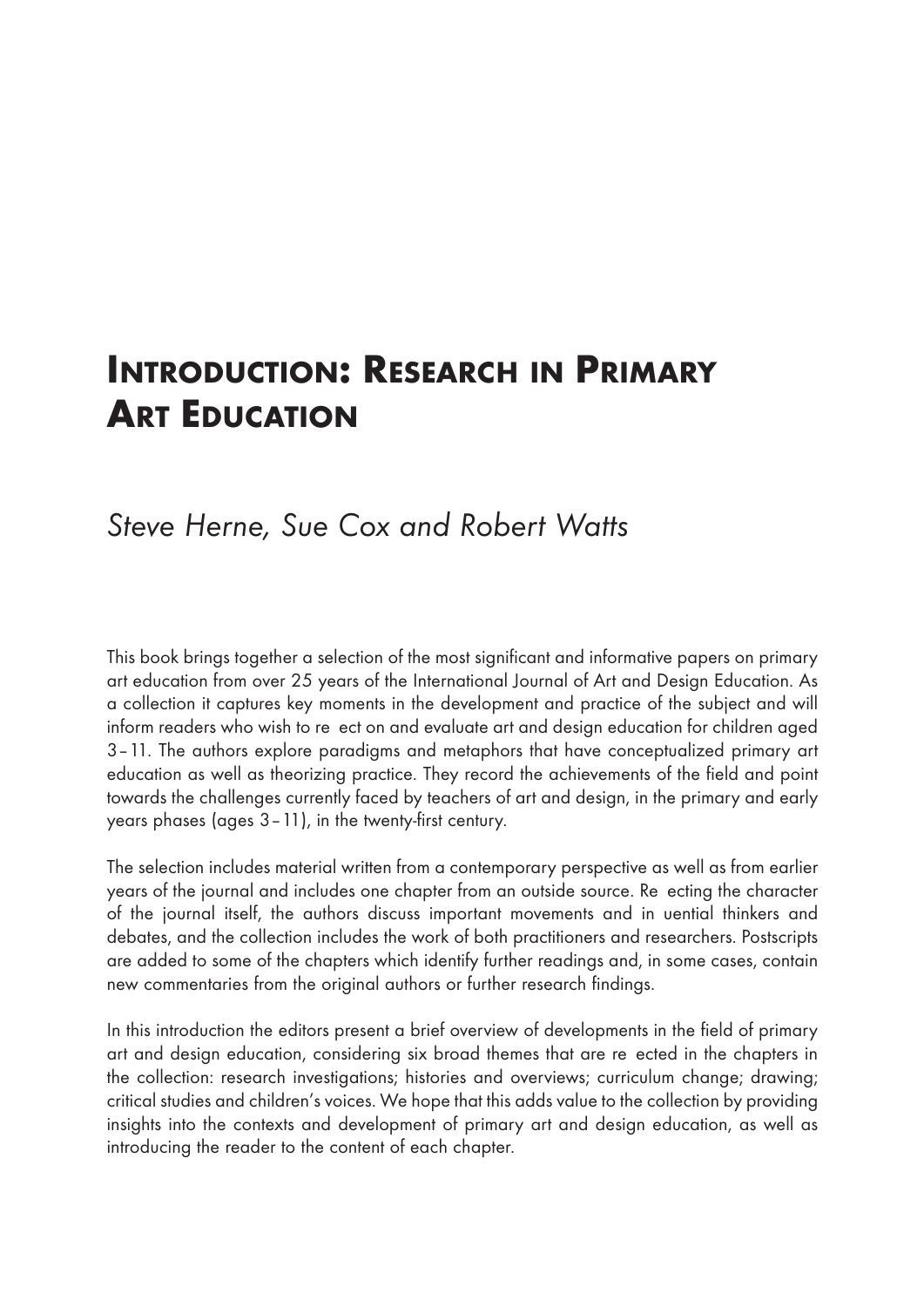# Introduction: Research in Primary Art Education

*Steve Herne, Sue Cox and Robert Watts*

This book brings together a selection of the most significant and informative papers on primary art education from over 25 years of the International Journal of Art and Design Education. As a collection it captures key moments in the development and practice of the subject and will inform readers who wish to re ect on and evaluate art and design education for children aged 3 – 11. The authors explore paradigms and metaphors that have conceptualized primary art education as well as theorizing practice. They record the achievements of the field and point towards the challenges currently faced by teachers of art and design, in the primary and early years phases (ages 3 – 11), in the twenty-first century.

The selection includes material written from a contemporary perspective as well as from earlier years of the journal and includes one chapter from an outside source. Re ecting the character of the journal itself, the authors discuss important movements and in uential thinkers and debates, and the collection includes the work of both practitioners and researchers. Postscripts are added to some of the chapters which identify further readings and, in some cases, contain new commentaries from the original authors or further research findings.

In this introduction the editors present a brief overview of developments in the field of primary art and design education, considering six broad themes that are re ected in the chapters in the collection: research investigations; histories and overviews; curriculum change; drawing; critical studies and children's voices. We hope that this adds value to the collection by providing insights into the contexts and development of primary art and design education, as well as introducing the reader to the content of each chapter.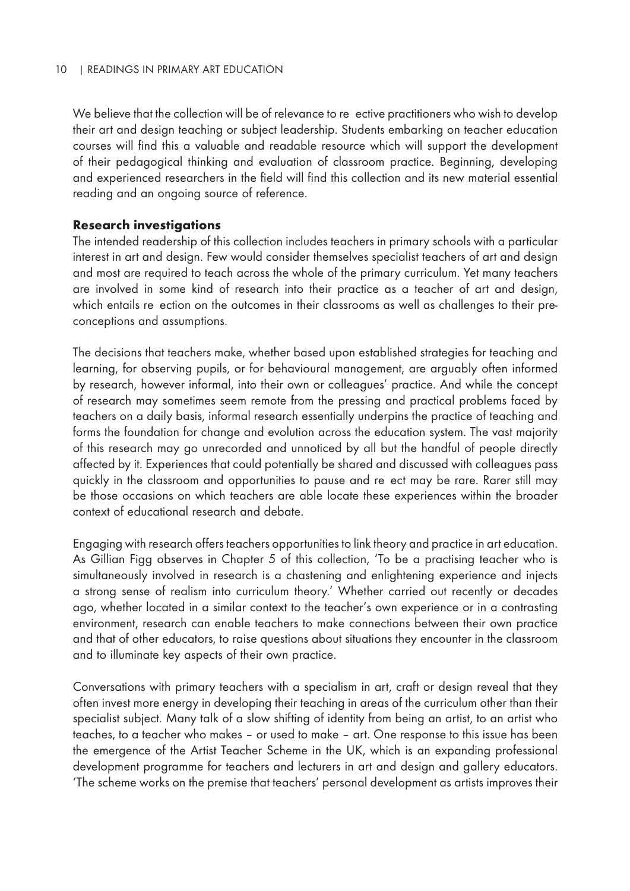We believe that the collection will be of relevance to re ective practitioners who wish to develop their art and design teaching or subject leadership. Students embarking on teacher education courses will find this a valuable and readable resource which will support the development of their pedagogical thinking and evaluation of classroom practice. Beginning, developing and experienced researchers in the field will find this collection and its new material essential reading and an ongoing source of reference.

**Research investigations**

The intended readership of this collection includes teachers in primary schools with a particular interest in art and design. Few would consider themselves specialist teachers of art and design and most are required to teach across the whole of the primary curriculum. Yet many teachers are involved in some kind of research into their practice as a teacher of art and design, which entails re ection on the outcomes in their classrooms as well as challenges to their pre-conceptions and assumptions.

The decisions that teachers make, whether based upon established strategies for teaching and learning, for observing pupils, or for behavioural management, are arguably often informed by research, however informal, into their own or colleagues' practice. And while the concept of research may sometimes seem remote from the pressing and practical problems faced by teachers on a daily basis, informal research essentially underpins the practice of teaching and forms the foundation for change and evolution across the education system. The vast majority of this research may go unrecorded and unnoticed by all but the handful of people directly affected by it. Experiences that could potentially be shared and discussed with colleagues pass quickly in the classroom and opportunities to pause and re ect may be rare. Rarer still may be those occasions on which teachers are able locate these experiences within the broader context of educational research and debate.

Engaging with research offers teachers opportunities to link theory and practice in art education. As Gillian Figg observes in Chapter 5 of this collection, 'To be a practising teacher who is simultaneously involved in research is a chastening and enlightening experience and injects a strong sense of realism into curriculum theory.' Whether carried out recently or decades ago, whether located in a similar context to the teacher's own experience or in a contrasting environment, research can enable teachers to make connections between their own practice and that of other educators, to raise questions about situations they encounter in the classroom and to illuminate key aspects of their own practice.

Conversations with primary teachers with a specialism in art, craft or design reveal that they often invest more energy in developing their teaching in areas of the curriculum other than their specialist subject. Many talk of a slow shifting of identity from being an artist, to an artist who teaches, to a teacher who makes – or used to make – art. One response to this issue has been the emergence of the Artist Teacher Scheme in the UK, which is an expanding professional development programme for teachers and lecturers in art and design and gallery educators. 'The scheme works on the premise that teachers' personal development as artists improves their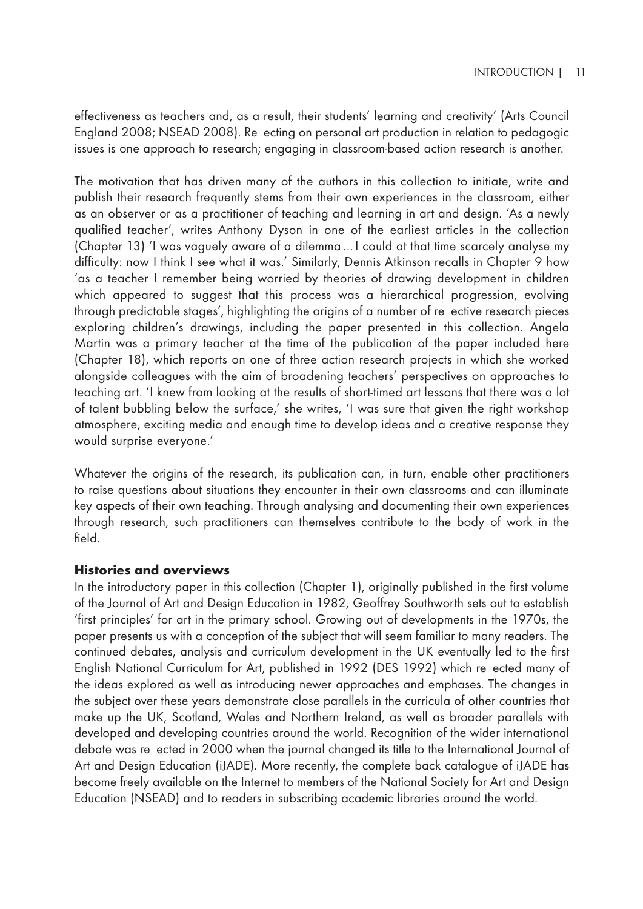effectiveness as teachers and, as a result, their students' learning and creativity' (Arts Council England 2008; NSEAD 2008). Re ecting on personal art production in relation to pedagogic issues is one approach to research; engaging in classroom-based action research is another.

The motivation that has driven many of the authors in this collection to initiate, write and publish their research frequently stems from their own experiences in the classroom, either as an observer or as a practitioner of teaching and learning in art and design. 'As a newly qualified teacher', writes Anthony Dyson in one of the earliest articles in the collection (Chapter 13) 'I was vaguely aware of a dilemma ... I could at that time scarcely analyse my difficulty: now I think I see what it was.' Similarly, Dennis Atkinson recalls in Chapter 9 how 'as a teacher I remember being worried by theories of drawing development in children which appeared to suggest that this process was a hierarchical progression, evolving through predictable stages', highlighting the origins of a number of re ective research pieces exploring children's drawings, including the paper presented in this collection. Angela Martin was a primary teacher at the time of the publication of the paper included here (Chapter 18), which reports on one of three action research projects in which she worked alongside colleagues with the aim of broadening teachers' perspectives on approaches to teaching art. 'I knew from looking at the results of short-timed art lessons that there was a lot of talent bubbling below the surface,' she writes, 'I was sure that given the right workshop atmosphere, exciting media and enough time to develop ideas and a creative response they would surprise everyone.'

Whatever the origins of the research, its publication can, in turn, enable other practitioners to raise questions about situations they encounter in their own classrooms and can illuminate key aspects of their own teaching. Through analysing and documenting their own experiences through research, such practitioners can themselves contribute to the body of work in the field.

## Histories and overviews

In the introductory paper in this collection (Chapter 1), originally published in the first volume of the Journal of Art and Design Education in 1982, Geoffrey Southworth sets out to establish 'first principles' for art in the primary school. Growing out of developments in the 1970s, the paper presents us with a conception of the subject that will seem familiar to many readers. The continued debates, analysis and curriculum development in the UK eventually led to the first English National Curriculum for Art, published in 1992 (DES 1992) which re ected many of the ideas explored as well as introducing newer approaches and emphases. The changes in the subject over these years demonstrate close parallels in the curricula of other countries that make up the UK, Scotland, Wales and Northern Ireland, as well as broader parallels with developed and developing countries around the world. Recognition of the wider international debate was re ected in 2000 when the journal changed its title to the International Journal of Art and Design Education (iJADE). More recently, the complete back catalogue of iJADE has become freely available on the Internet to members of the National Society for Art and Design Education (NSEAD) and to readers in subscribing academic libraries around the world.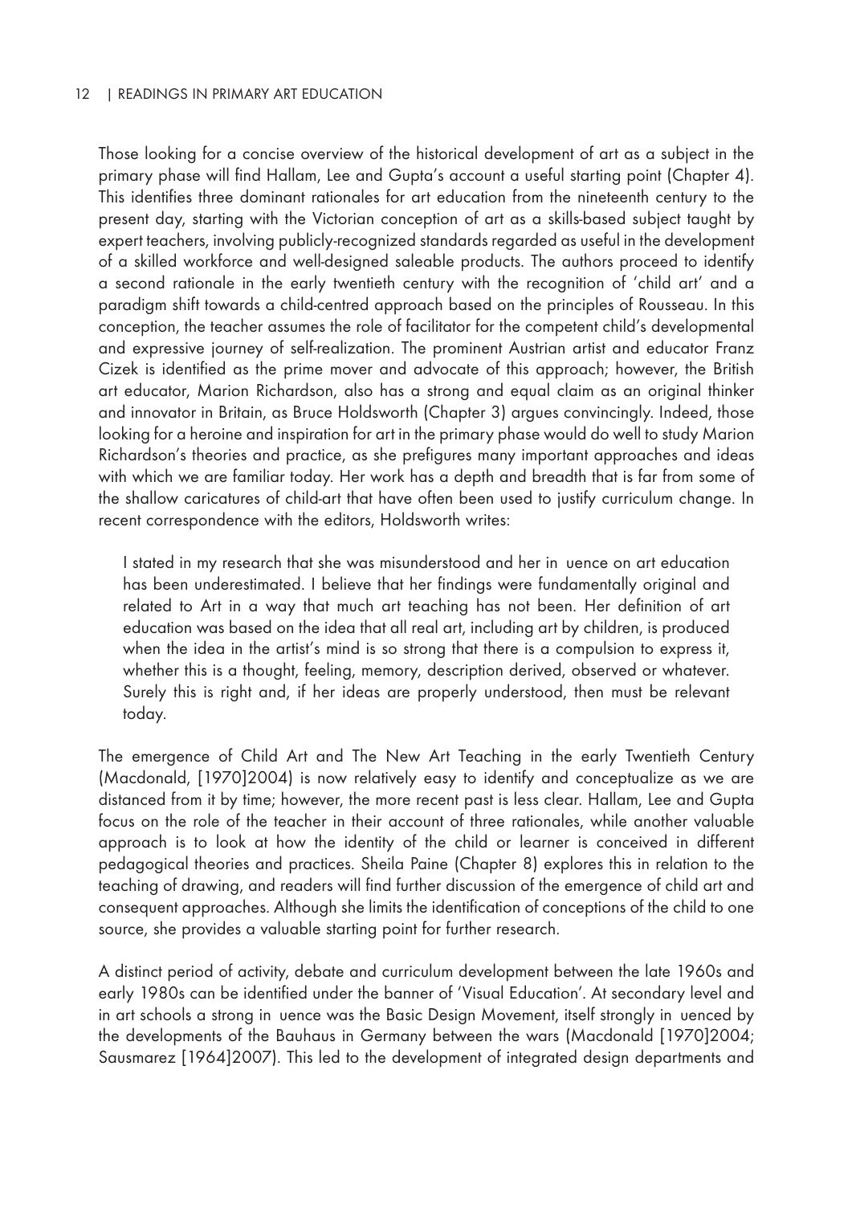Those looking for a concise overview of the historical development of art as a subject in the primary phase will find Hallam, Lee and Gupta's account a useful starting point (Chapter 4). This identifies three dominant rationales for art education from the nineteenth century to the present day, starting with the Victorian conception of art as a skills-based subject taught by expert teachers, involving publicly-recognized standards regarded as useful in the development of a skilled workforce and well-designed saleable products. The authors proceed to identify a second rationale in the early twentieth century with the recognition of 'child art' and a paradigm shift towards a child-centred approach based on the principles of Rousseau. In this conception, the teacher assumes the role of facilitator for the competent child's developmental and expressive journey of self-realization. The prominent Austrian artist and educator Franz Cizek is identified as the prime mover and advocate of this approach; however, the British art educator, Marion Richardson, also has a strong and equal claim as an original thinker and innovator in Britain, as Bruce Holdsworth (Chapter 3) argues convincingly. Indeed, those looking for a heroine and inspiration for art in the primary phase would do well to study Marion Richardson's theories and practice, as she prefigures many important approaches and ideas with which we are familiar today. Her work has a depth and breadth that is far from some of the shallow caricatures of child-art that have often been used to justify curriculum change. In recent correspondence with the editors, Holdsworth writes:

> I stated in my research that she was misunderstood and her in uence on art education has been underestimated. I believe that her findings were fundamentally original and related to Art in a way that much art teaching has not been. Her definition of art education was based on the idea that all real art, including art by children, is produced when the idea in the artist's mind is so strong that there is a compulsion to express it, whether this is a thought, feeling, memory, description derived, observed or whatever. Surely this is right and, if her ideas are properly understood, then must be relevant today.

The emergence of Child Art and The New Art Teaching in the early Twentieth Century (Macdonald, [1970]2004) is now relatively easy to identify and conceptualize as we are distanced from it by time; however, the more recent past is less clear. Hallam, Lee and Gupta focus on the role of the teacher in their account of three rationales, while another valuable approach is to look at how the identity of the child or learner is conceived in different pedagogical theories and practices. Sheila Paine (Chapter 8) explores this in relation to the teaching of drawing, and readers will find further discussion of the emergence of child art and consequent approaches. Although she limits the identification of conceptions of the child to one source, she provides a valuable starting point for further research.

A distinct period of activity, debate and curriculum development between the late 1960s and early 1980s can be identified under the banner of 'Visual Education'. At secondary level and in art schools a strong in uence was the Basic Design Movement, itself strongly in uenced by the developments of the Bauhaus in Germany between the wars (Macdonald [1970]2004; Sausmarez [1964]2007). This led to the development of integrated design departments and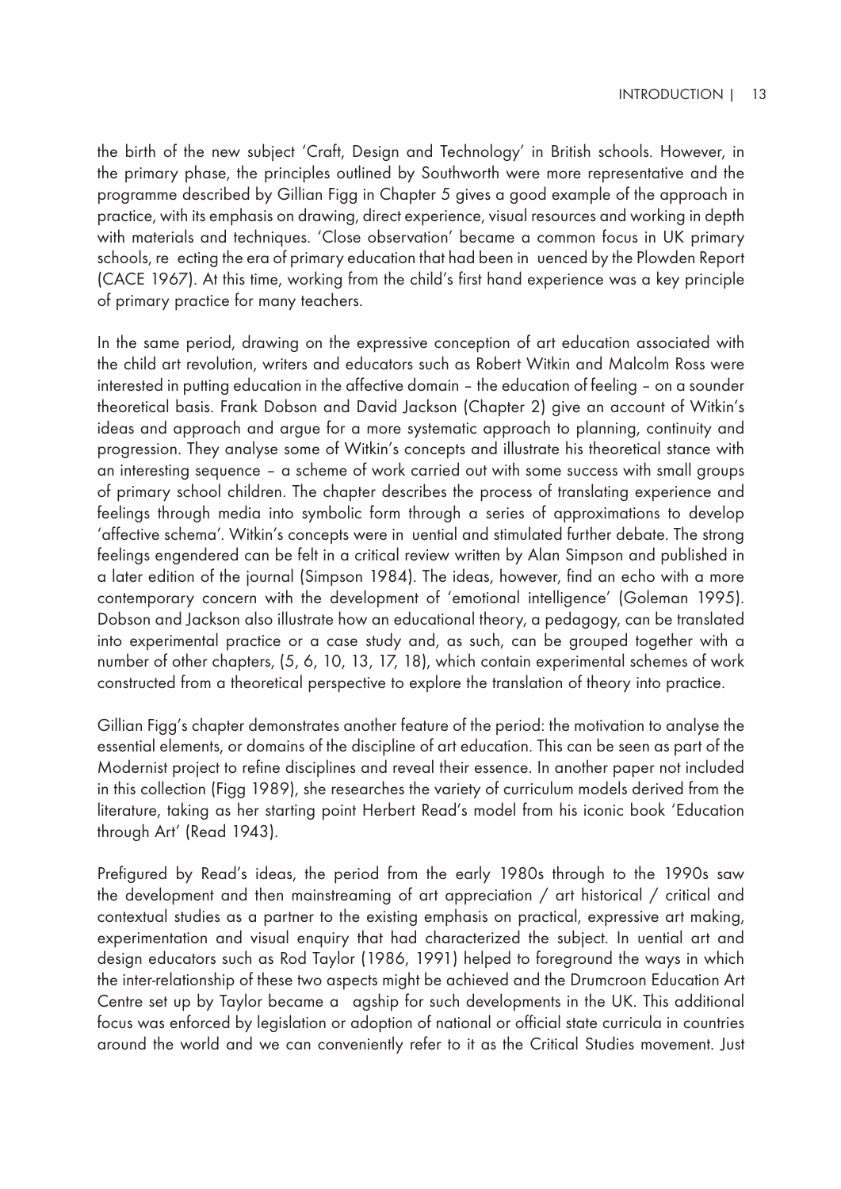the birth of the new subject 'Craft, Design and Technology' in British schools. However, in the primary phase, the principles outlined by Southworth were more representative and the programme described by Gillian Figg in Chapter 5 gives a good example of the approach in practice, with its emphasis on drawing, direct experience, visual resources and working in depth with materials and techniques. 'Close observation' became a common focus in UK primary schools, re ecting the era of primary education that had been in uenced by the Plowden Report (CACE 1967). At this time, working from the child's first hand experience was a key principle of primary practice for many teachers.

In the same period, drawing on the expressive conception of art education associated with the child art revolution, writers and educators such as Robert Witkin and Malcolm Ross were interested in putting education in the affective domain – the education of feeling – on a sounder theoretical basis. Frank Dobson and David Jackson (Chapter 2) give an account of Witkin's ideas and approach and argue for a more systematic approach to planning, continuity and progression. They analyse some of Witkin's concepts and illustrate his theoretical stance with an interesting sequence – a scheme of work carried out with some success with small groups of primary school children. The chapter describes the process of translating experience and feelings through media into symbolic form through a series of approximations to develop 'affective schema'. Witkin's concepts were in uential and stimulated further debate. The strong feelings engendered can be felt in a critical review written by Alan Simpson and published in a later edition of the journal (Simpson 1984). The ideas, however, find an echo with a more contemporary concern with the development of 'emotional intelligence' (Goleman 1995). Dobson and Jackson also illustrate how an educational theory, a pedagogy, can be translated into experimental practice or a case study and, as such, can be grouped together with a number of other chapters, (5, 6, 10, 13, 17, 18), which contain experimental schemes of work constructed from a theoretical perspective to explore the translation of theory into practice.

Gillian Figg's chapter demonstrates another feature of the period: the motivation to analyse the essential elements, or domains of the discipline of art education. This can be seen as part of the Modernist project to refine disciplines and reveal their essence. In another paper not included in this collection (Figg 1989), she researches the variety of curriculum models derived from the literature, taking as her starting point Herbert Read's model from his iconic book 'Education through Art' (Read 1943).

Prefigured by Read's ideas, the period from the early 1980s through to the 1990s saw the development and then mainstreaming of art appreciation / art historical / critical and contextual studies as a partner to the existing emphasis on practical, expressive art making, experimentation and visual enquiry that had characterized the subject. In uential art and design educators such as Rod Taylor (1986, 1991) helped to foreground the ways in which the inter-relationship of these two aspects might be achieved and the Drumcroon Education Art Centre set up by Taylor became a agship for such developments in the UK. This additional focus was enforced by legislation or adoption of national or official state curricula in countries around the world and we can conveniently refer to it as the Critical Studies movement. Just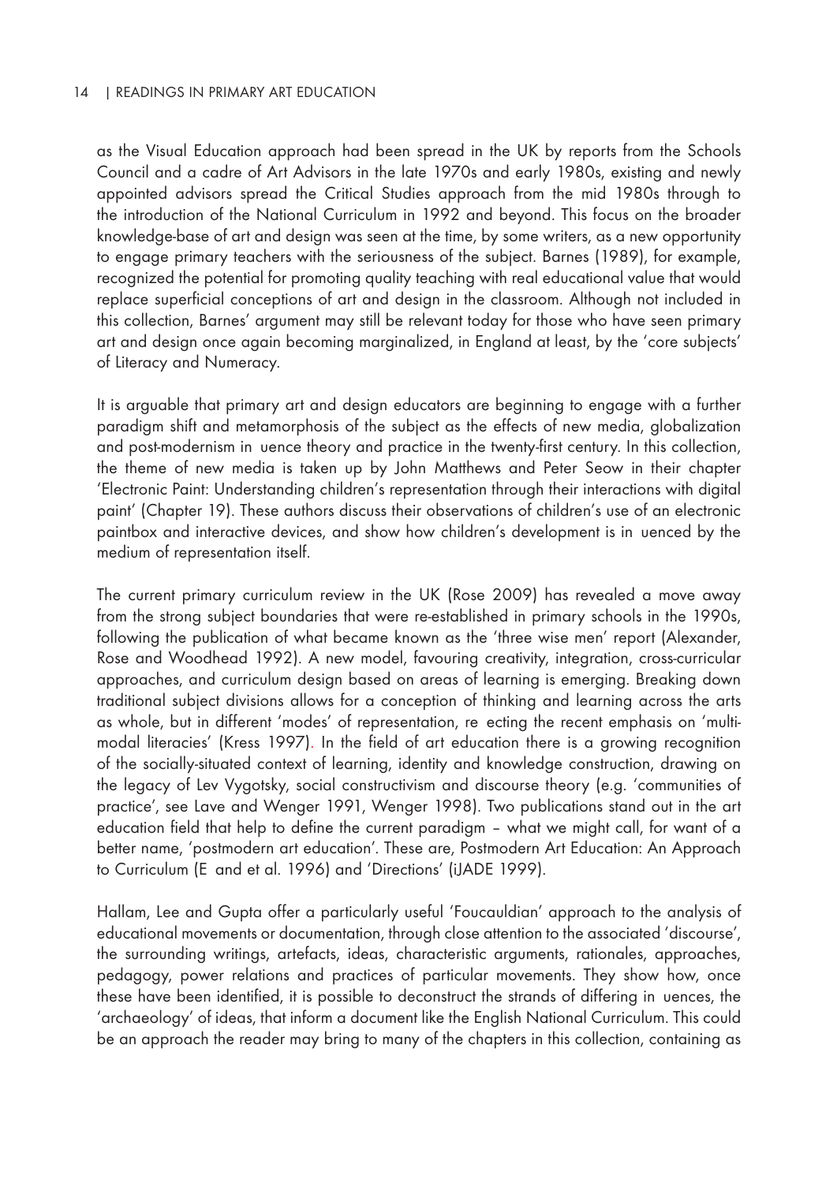as the Visual Education approach had been spread in the UK by reports from the Schools Council and a cadre of Art Advisors in the late 1970s and early 1980s, existing and newly appointed advisors spread the Critical Studies approach from the mid 1980s through to the introduction of the National Curriculum in 1992 and beyond. This focus on the broader knowledge-base of art and design was seen at the time, by some writers, as a new opportunity to engage primary teachers with the seriousness of the subject. Barnes (1989), for example, recognized the potential for promoting quality teaching with real educational value that would replace superficial conceptions of art and design in the classroom. Although not included in this collection, Barnes' argument may still be relevant today for those who have seen primary art and design once again becoming marginalized, in England at least, by the 'core subjects' of Literacy and Numeracy.

It is arguable that primary art and design educators are beginning to engage with a further paradigm shift and metamorphosis of the subject as the effects of new media, globalization and post-modernism in uence theory and practice in the twenty-first century. In this collection, the theme of new media is taken up by John Matthews and Peter Seow in their chapter 'Electronic Paint: Understanding children's representation through their interactions with digital paint' (Chapter 19). These authors discuss their observations of children's use of an electronic paintbox and interactive devices, and show how children's development is in uenced by the medium of representation itself.

The current primary curriculum review in the UK (Rose 2009) has revealed a move away from the strong subject boundaries that were re-established in primary schools in the 1990s, following the publication of what became known as the 'three wise men' report (Alexander, Rose and Woodhead 1992). A new model, favouring creativity, integration, cross-curricular approaches, and curriculum design based on areas of learning is emerging. Breaking down traditional subject divisions allows for a conception of thinking and learning across the arts as whole, but in different 'modes' of representation, re ecting the recent emphasis on 'multi-modal literacies' (Kress 1997). In the field of art education there is a growing recognition of the socially-situated context of learning, identity and knowledge construction, drawing on the legacy of Lev Vygotsky, social constructivism and discourse theory (e.g. 'communities of practice', see Lave and Wenger 1991, Wenger 1998). Two publications stand out in the art education field that help to define the current paradigm – what we might call, for want of a better name, 'postmodern art education'. These are, Postmodern Art Education: An Approach to Curriculum (E and et al. 1996) and 'Directions' (iJADE 1999).

Hallam, Lee and Gupta offer a particularly useful 'Foucauldian' approach to the analysis of educational movements or documentation, through close attention to the associated 'discourse', the surrounding writings, artefacts, ideas, characteristic arguments, rationales, approaches, pedagogy, power relations and practices of particular movements. They show how, once these have been identified, it is possible to deconstruct the strands of differing in uences, the 'archaeology' of ideas, that inform a document like the English National Curriculum. This could be an approach the reader may bring to many of the chapters in this collection, containing as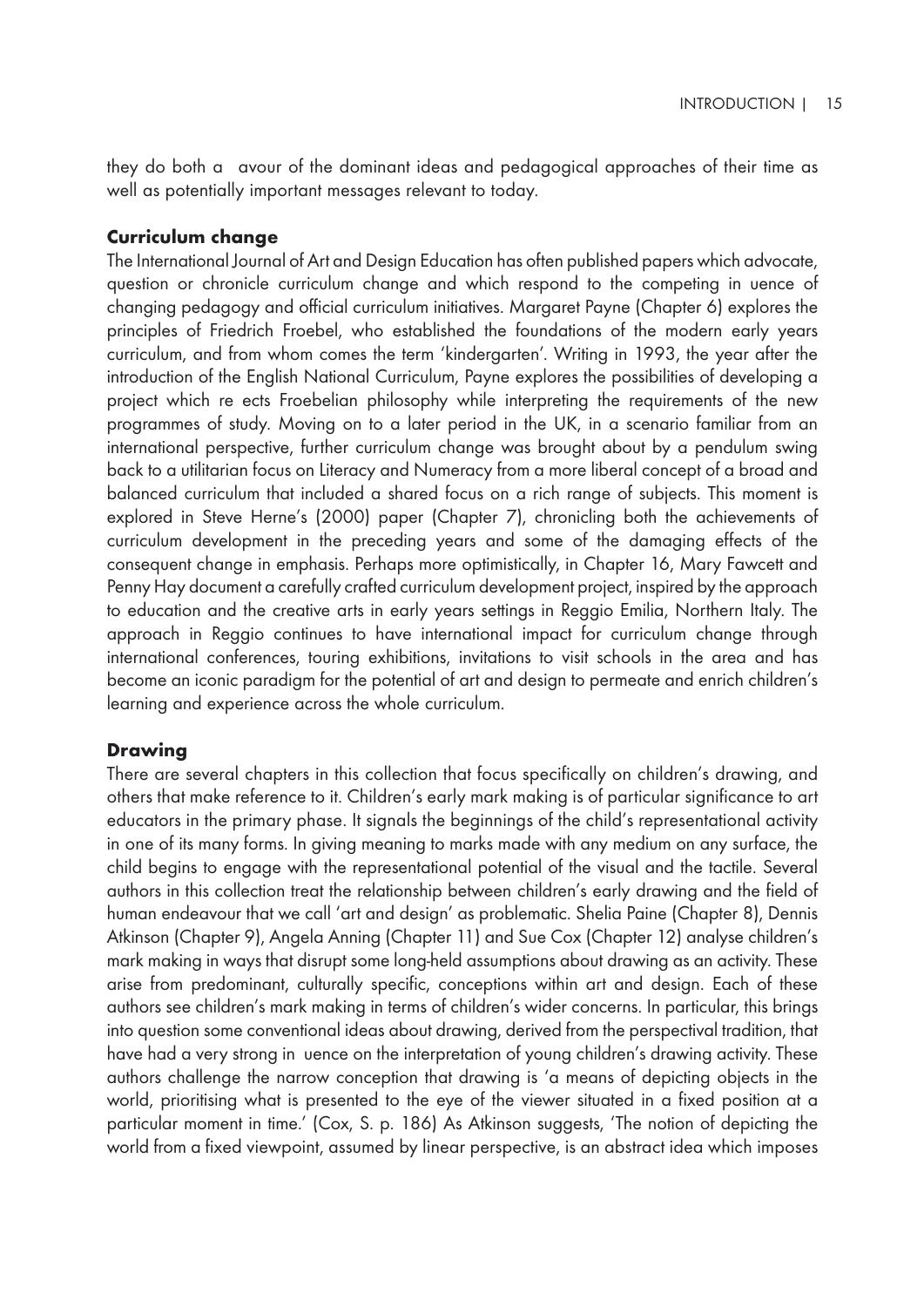they do both a avour of the dominant ideas and pedagogical approaches of their time as well as potentially important messages relevant to today.

### Curriculum change

The International Journal of Art and Design Education has often published papers which advocate, question or chronicle curriculum change and which respond to the competing in uence of changing pedagogy and official curriculum initiatives. Margaret Payne (Chapter 6) explores the principles of Friedrich Froebel, who established the foundations of the modern early years curriculum, and from whom comes the term 'kindergarten'. Writing in 1993, the year after the introduction of the English National Curriculum, Payne explores the possibilities of developing a project which re ects Froebelian philosophy while interpreting the requirements of the new programmes of study. Moving on to a later period in the UK, in a scenario familiar from an international perspective, further curriculum change was brought about by a pendulum swing back to a utilitarian focus on Literacy and Numeracy from a more liberal concept of a broad and balanced curriculum that included a shared focus on a rich range of subjects. This moment is explored in Steve Herne's (2000) paper (Chapter 7), chronicling both the achievements of curriculum development in the preceding years and some of the damaging effects of the consequent change in emphasis. Perhaps more optimistically, in Chapter 16, Mary Fawcett and Penny Hay document a carefully crafted curriculum development project, inspired by the approach to education and the creative arts in early years settings in Reggio Emilia, Northern Italy. The approach in Reggio continues to have international impact for curriculum change through international conferences, touring exhibitions, invitations to visit schools in the area and has become an iconic paradigm for the potential of art and design to permeate and enrich children's learning and experience across the whole curriculum.

### Drawing

There are several chapters in this collection that focus specifically on children's drawing, and others that make reference to it. Children's early mark making is of particular significance to art educators in the primary phase. It signals the beginnings of the child's representational activity in one of its many forms. In giving meaning to marks made with any medium on any surface, the child begins to engage with the representational potential of the visual and the tactile. Several authors in this collection treat the relationship between children's early drawing and the field of human endeavour that we call 'art and design' as problematic. Shelia Paine (Chapter 8), Dennis Atkinson (Chapter 9), Angela Anning (Chapter 11) and Sue Cox (Chapter 12) analyse children's mark making in ways that disrupt some long-held assumptions about drawing as an activity. These arise from predominant, culturally specific, conceptions within art and design. Each of these authors see children's mark making in terms of children's wider concerns. In particular, this brings into question some conventional ideas about drawing, derived from the perspectival tradition, that have had a very strong in uence on the interpretation of young children's drawing activity. These authors challenge the narrow conception that drawing is 'a means of depicting objects in the world, prioritising what is presented to the eye of the viewer situated in a fixed position at a particular moment in time.' (Cox, S. p. 186) As Atkinson suggests, 'The notion of depicting the world from a fixed viewpoint, assumed by linear perspective, is an abstract idea which imposes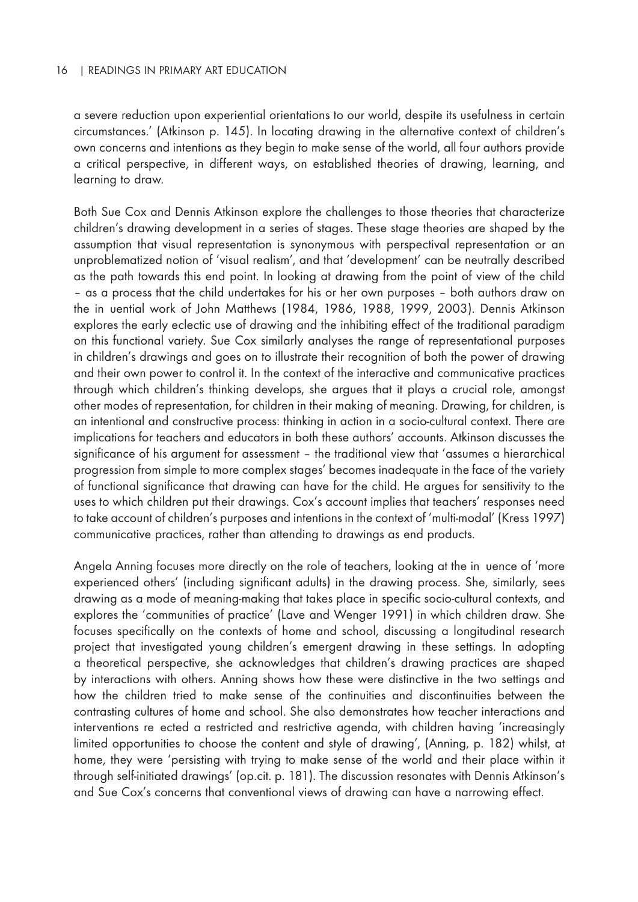a severe reduction upon experiential orientations to our world, despite its usefulness in certain circumstances.' (Atkinson p. 145). In locating drawing in the alternative context of children's own concerns and intentions as they begin to make sense of the world, all four authors provide a critical perspective, in different ways, on established theories of drawing, learning, and learning to draw.

Both Sue Cox and Dennis Atkinson explore the challenges to those theories that characterize children's drawing development in a series of stages. These stage theories are shaped by the assumption that visual representation is synonymous with perspectival representation or an unproblematized notion of 'visual realism', and that 'development' can be neutrally described as the path towards this end point. In looking at drawing from the point of view of the child – as a process that the child undertakes for his or her own purposes – both authors draw on the in uential work of John Matthews (1984, 1986, 1988, 1999, 2003). Dennis Atkinson explores the early eclectic use of drawing and the inhibiting effect of the traditional paradigm on this functional variety. Sue Cox similarly analyses the range of representational purposes in children's drawings and goes on to illustrate their recognition of both the power of drawing and their own power to control it. In the context of the interactive and communicative practices through which children's thinking develops, she argues that it plays a crucial role, amongst other modes of representation, for children in their making of meaning. Drawing, for children, is an intentional and constructive process: thinking in action in a socio-cultural context. There are implications for teachers and educators in both these authors' accounts. Atkinson discusses the significance of his argument for assessment – the traditional view that 'assumes a hierarchical progression from simple to more complex stages' becomes inadequate in the face of the variety of functional significance that drawing can have for the child. He argues for sensitivity to the uses to which children put their drawings. Cox's account implies that teachers' responses need to take account of children's purposes and intentions in the context of 'multi-modal' (Kress 1997) communicative practices, rather than attending to drawings as end products.

Angela Anning focuses more directly on the role of teachers, looking at the in uence of 'more experienced others' (including significant adults) in the drawing process. She, similarly, sees drawing as a mode of meaning-making that takes place in specific socio-cultural contexts, and explores the 'communities of practice' (Lave and Wenger 1991) in which children draw. She focuses specifically on the contexts of home and school, discussing a longitudinal research project that investigated young children's emergent drawing in these settings. In adopting a theoretical perspective, she acknowledges that children's drawing practices are shaped by interactions with others. Anning shows how these were distinctive in the two settings and how the children tried to make sense of the continuities and discontinuities between the contrasting cultures of home and school. She also demonstrates how teacher interactions and interventions re ected a restricted and restrictive agenda, with children having 'increasingly limited opportunities to choose the content and style of drawing', (Anning, p. 182) whilst, at home, they were 'persisting with trying to make sense of the world and their place within it through self-initiated drawings' (op.cit. p. 181). The discussion resonates with Dennis Atkinson's and Sue Cox's concerns that conventional views of drawing can have a narrowing effect.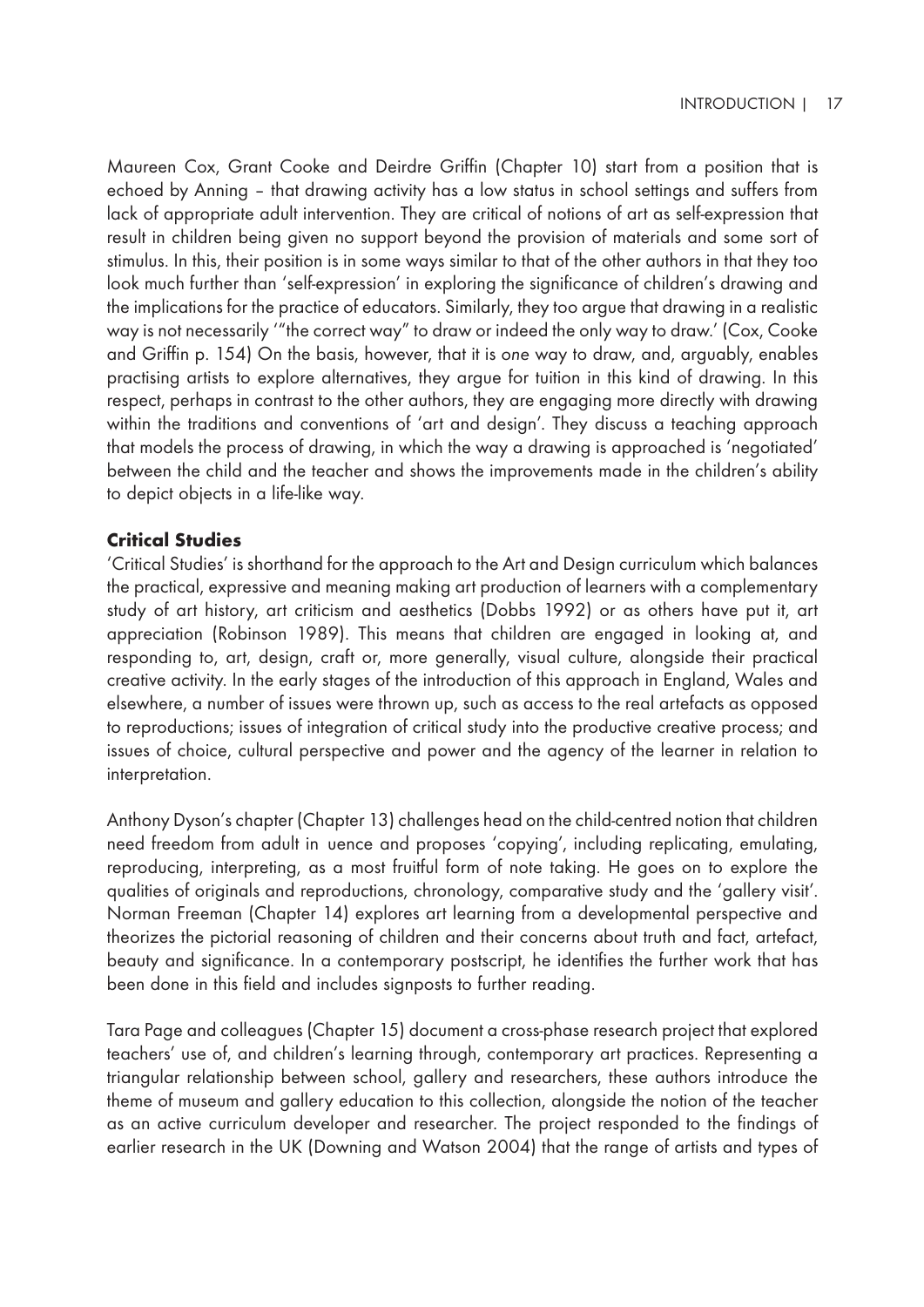Maureen Cox, Grant Cooke and Deirdre Griffin (Chapter 10) start from a position that is echoed by Anning – that drawing activity has a low status in school settings and suffers from lack of appropriate adult intervention. They are critical of notions of art as self-expression that result in children being given no support beyond the provision of materials and some sort of stimulus. In this, their position is in some ways similar to that of the other authors in that they too look much further than 'self-expression' in exploring the significance of children's drawing and the implications for the practice of educators. Similarly, they too argue that drawing in a realistic way is not necessarily '"the correct way" to draw or indeed the only way to draw.' (Cox, Cooke and Griffin p. 154) On the basis, however, that it is *one* way to draw, and, arguably, enables practising artists to explore alternatives, they argue for tuition in this kind of drawing. In this respect, perhaps in contrast to the other authors, they are engaging more directly with drawing within the traditions and conventions of 'art and design'. They discuss a teaching approach that models the process of drawing, in which the way a drawing is approached is 'negotiated' between the child and the teacher and shows the improvements made in the children's ability to depict objects in a life-like way.

## Critical Studies

'Critical Studies' is shorthand for the approach to the Art and Design curriculum which balances the practical, expressive and meaning making art production of learners with a complementary study of art history, art criticism and aesthetics (Dobbs 1992) or as others have put it, art appreciation (Robinson 1989). This means that children are engaged in looking at, and responding to, art, design, craft or, more generally, visual culture, alongside their practical creative activity. In the early stages of the introduction of this approach in England, Wales and elsewhere, a number of issues were thrown up, such as access to the real artefacts as opposed to reproductions; issues of integration of critical study into the productive creative process; and issues of choice, cultural perspective and power and the agency of the learner in relation to interpretation.

Anthony Dyson's chapter (Chapter 13) challenges head on the child-centred notion that children need freedom from adult in uence and proposes 'copying', including replicating, emulating, reproducing, interpreting, as a most fruitful form of note taking. He goes on to explore the qualities of originals and reproductions, chronology, comparative study and the 'gallery visit'. Norman Freeman (Chapter 14) explores art learning from a developmental perspective and theorizes the pictorial reasoning of children and their concerns about truth and fact, artefact, beauty and significance. In a contemporary postscript, he identifies the further work that has been done in this field and includes signposts to further reading.

Tara Page and colleagues (Chapter 15) document a cross-phase research project that explored teachers' use of, and children's learning through, contemporary art practices. Representing a triangular relationship between school, gallery and researchers, these authors introduce the theme of museum and gallery education to this collection, alongside the notion of the teacher as an active curriculum developer and researcher. The project responded to the findings of earlier research in the UK (Downing and Watson 2004) that the range of artists and types of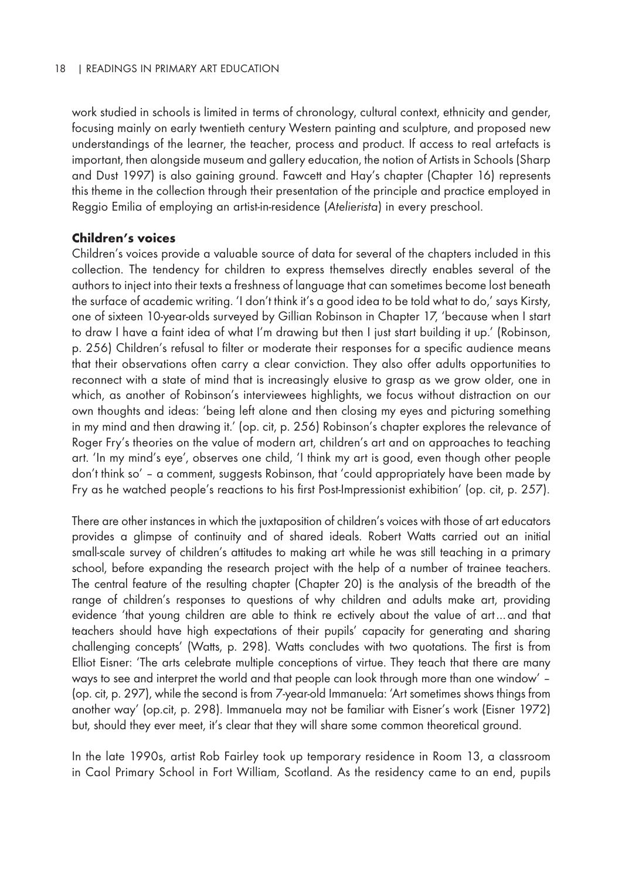work studied in schools is limited in terms of chronology, cultural context, ethnicity and gender, focusing mainly on early twentieth century Western painting and sculpture, and proposed new understandings of the learner, the teacher, process and product. If access to real artefacts is important, then alongside museum and gallery education, the notion of Artists in Schools (Sharp and Dust 1997) is also gaining ground. Fawcett and Hay's chapter (Chapter 16) represents this theme in the collection through their presentation of the principle and practice employed in Reggio Emilia of employing an artist-in-residence (*Atelierista*) in every preschool.

### Children's voices

Children's voices provide a valuable source of data for several of the chapters included in this collection. The tendency for children to express themselves directly enables several of the authors to inject into their texts a freshness of language that can sometimes become lost beneath the surface of academic writing. 'I don't think it's a good idea to be told what to do,' says Kirsty, one of sixteen 10-year-olds surveyed by Gillian Robinson in Chapter 17, 'because when I start to draw I have a faint idea of what I'm drawing but then I just start building it up.' (Robinson, p. 256) Children's refusal to filter or moderate their responses for a specific audience means that their observations often carry a clear conviction. They also offer adults opportunities to reconnect with a state of mind that is increasingly elusive to grasp as we grow older, one in which, as another of Robinson's interviewees highlights, we focus without distraction on our own thoughts and ideas: 'being left alone and then closing my eyes and picturing something in my mind and then drawing it.' (op. cit, p. 256) Robinson's chapter explores the relevance of Roger Fry's theories on the value of modern art, children's art and on approaches to teaching art. 'In my mind's eye', observes one child, 'I think my art is good, even though other people don't think so' – a comment, suggests Robinson, that 'could appropriately have been made by Fry as he watched people's reactions to his first Post-Impressionist exhibition' (op. cit, p. 257).

There are other instances in which the juxtaposition of children's voices with those of art educators provides a glimpse of continuity and of shared ideals. Robert Watts carried out an initial small-scale survey of children's attitudes to making art while he was still teaching in a primary school, before expanding the research project with the help of a number of trainee teachers. The central feature of the resulting chapter (Chapter 20) is the analysis of the breadth of the range of children's responses to questions of why children and adults make art, providing evidence 'that young children are able to think re ectively about the value of art… and that teachers should have high expectations of their pupils' capacity for generating and sharing challenging concepts' (Watts, p. 298). Watts concludes with two quotations. The first is from Elliot Eisner: 'The arts celebrate multiple conceptions of virtue. They teach that there are many ways to see and interpret the world and that people can look through more than one window' – (op. cit, p. 297), while the second is from 7-year-old Immanuela: 'Art sometimes shows things from another way' (op.cit, p. 298). Immanuela may not be familiar with Eisner's work (Eisner 1972) but, should they ever meet, it's clear that they will share some common theoretical ground.

In the late 1990s, artist Rob Fairley took up temporary residence in Room 13, a classroom in Caol Primary School in Fort William, Scotland. As the residency came to an end, pupils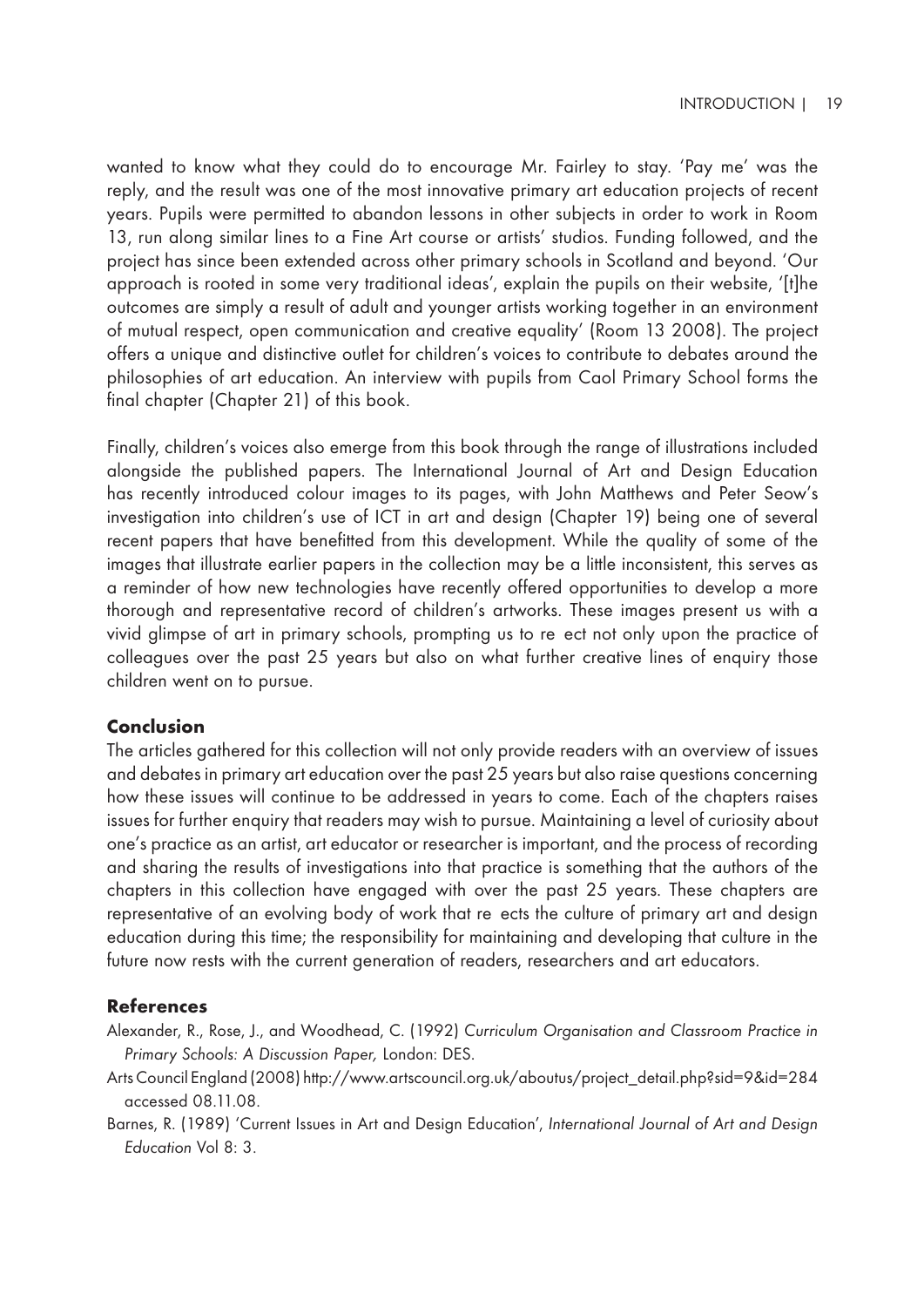wanted to know what they could do to encourage Mr. Fairley to stay. 'Pay me' was the reply, and the result was one of the most innovative primary art education projects of recent years. Pupils were permitted to abandon lessons in other subjects in order to work in Room 13, run along similar lines to a Fine Art course or artists' studios. Funding followed, and the project has since been extended across other primary schools in Scotland and beyond. 'Our approach is rooted in some very traditional ideas', explain the pupils on their website, '[t]he outcomes are simply a result of adult and younger artists working together in an environment of mutual respect, open communication and creative equality' (Room 13 2008). The project offers a unique and distinctive outlet for children's voices to contribute to debates around the philosophies of art education. An interview with pupils from Caol Primary School forms the final chapter (Chapter 21) of this book.

Finally, children's voices also emerge from this book through the range of illustrations included alongside the published papers. The International Journal of Art and Design Education has recently introduced colour images to its pages, with John Matthews and Peter Seow's investigation into children's use of ICT in art and design (Chapter 19) being one of several recent papers that have benefitted from this development. While the quality of some of the images that illustrate earlier papers in the collection may be a little inconsistent, this serves as a reminder of how new technologies have recently offered opportunities to develop a more thorough and representative record of children's artworks. These images present us with a vivid glimpse of art in primary schools, prompting us to re ect not only upon the practice of colleagues over the past 25 years but also on what further creative lines of enquiry those children went on to pursue.

## Conclusion

The articles gathered for this collection will not only provide readers with an overview of issues and debates in primary art education over the past 25 years but also raise questions concerning how these issues will continue to be addressed in years to come. Each of the chapters raises issues for further enquiry that readers may wish to pursue. Maintaining a level of curiosity about one's practice as an artist, art educator or researcher is important, and the process of recording and sharing the results of investigations into that practice is something that the authors of the chapters in this collection have engaged with over the past 25 years. These chapters are representative of an evolving body of work that re ects the culture of primary art and design education during this time; the responsibility for maintaining and developing that culture in the future now rests with the current generation of readers, researchers and art educators.

## References

Alexander, R., Rose, J., and Woodhead, C. (1992) *Curriculum Organisation and Classroom Practice in Primary Schools: A Discussion Paper,* London: DES.

Arts Council England (2008) http://www.artscouncil.org.uk/aboutus/project_detail.php?sid=9&id=284 accessed 08.11.08.

Barnes, R. (1989) 'Current Issues in Art and Design Education', *International Journal of Art and Design Education* Vol 8: 3.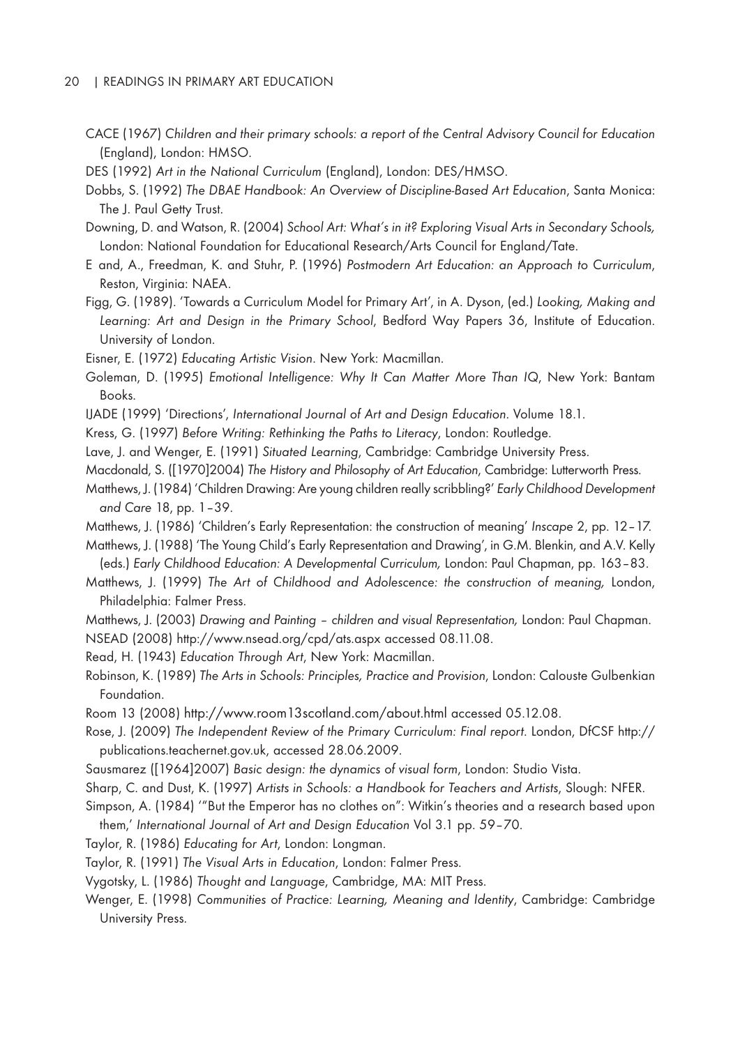CACE (1967) *Children and their primary schools: a report of the Central Advisory Council for Education* (England), London: HMSO.

DES (1992) *Art in the National Curriculum* (England), London: DES/HMSO.

Dobbs, S. (1992) *The DBAE Handbook: An Overview of Discipline-Based Art Education*, Santa Monica: The J. Paul Getty Trust.

Downing, D. and Watson, R. (2004) *School Art: What's in it? Exploring Visual Arts in Secondary Schools,* London: National Foundation for Educational Research/Arts Council for England/Tate.

E and, A., Freedman, K. and Stuhr, P. (1996) *Postmodern Art Education: an Approach to Curriculum*, Reston, Virginia: NAEA.

Figg, G. (1989). 'Towards a Curriculum Model for Primary Art', in A. Dyson, (ed.) *Looking, Making and Learning: Art and Design in the Primary School*, Bedford Way Papers 36, Institute of Education. University of London.

Eisner, E. (1972) *Educating Artistic Vision*. New York: Macmillan.

Goleman, D. (1995) *Emotional Intelligence: Why It Can Matter More Than IQ*, New York: Bantam Books.

IJADE (1999) 'Directions', *International Journal of Art and Design Education*. Volume 18.1.

Kress, G. (1997) *Before Writing: Rethinking the Paths to Literacy*, London: Routledge.

Lave, J. and Wenger, E. (1991) *Situated Learning*, Cambridge: Cambridge University Press.

Macdonald, S. ([1970]2004) *The History and Philosophy of Art Education*, Cambridge: Lutterworth Press.

Matthews, J. (1984) 'Children Drawing: Are young children really scribbling?' *Early Childhood Development and Care* 18, pp. 1–39.

Matthews, J. (1986) 'Children's Early Representation: the construction of meaning' *Inscape* 2, pp. 12–17.

Matthews, J. (1988) 'The Young Child's Early Representation and Drawing', in G.M. Blenkin, and A.V. Kelly (eds.) *Early Childhood Education: A Developmental Curriculum,* London: Paul Chapman, pp. 163–83.

Matthews, J. (1999) *The Art of Childhood and Adolescence: the construction of meaning,* London, Philadelphia: Falmer Press.

Matthews, J. (2003) *Drawing and Painting – children and visual Representation,* London: Paul Chapman.

NSEAD (2008) http://www.nsead.org/cpd/ats.aspx accessed 08.11.08.

Read, H. (1943) *Education Through Art*, New York: Macmillan.

Robinson, K. (1989) *The Arts in Schools: Principles, Practice and Provision*, London: Calouste Gulbenkian Foundation.

Room 13 (2008) http://www.room13scotland.com/about.html accessed 05.12.08.

Rose, J. (2009) *The Independent Review of the Primary Curriculum: Final report.* London, DfCSF http://publications.teachernet.gov.uk, accessed 28.06.2009.

Sausmarez ([1964]2007) *Basic design: the dynamics of visual form*, London: Studio Vista.

Sharp, C. and Dust, K. (1997) *Artists in Schools: a Handbook for Teachers and Artists*, Slough: NFER.

Simpson, A. (1984) '"But the Emperor has no clothes on": Witkin's theories and a research based upon them,' *International Journal of Art and Design Education* Vol 3.1 pp. 59–70.

Taylor, R. (1986) *Educating for Art*, London: Longman.

Taylor, R. (1991) *The Visual Arts in Education*, London: Falmer Press.

Vygotsky, L. (1986) *Thought and Language*, Cambridge, MA: MIT Press.

Wenger, E. (1998) *Communities of Practice: Learning, Meaning and Identity*, Cambridge: Cambridge University Press.